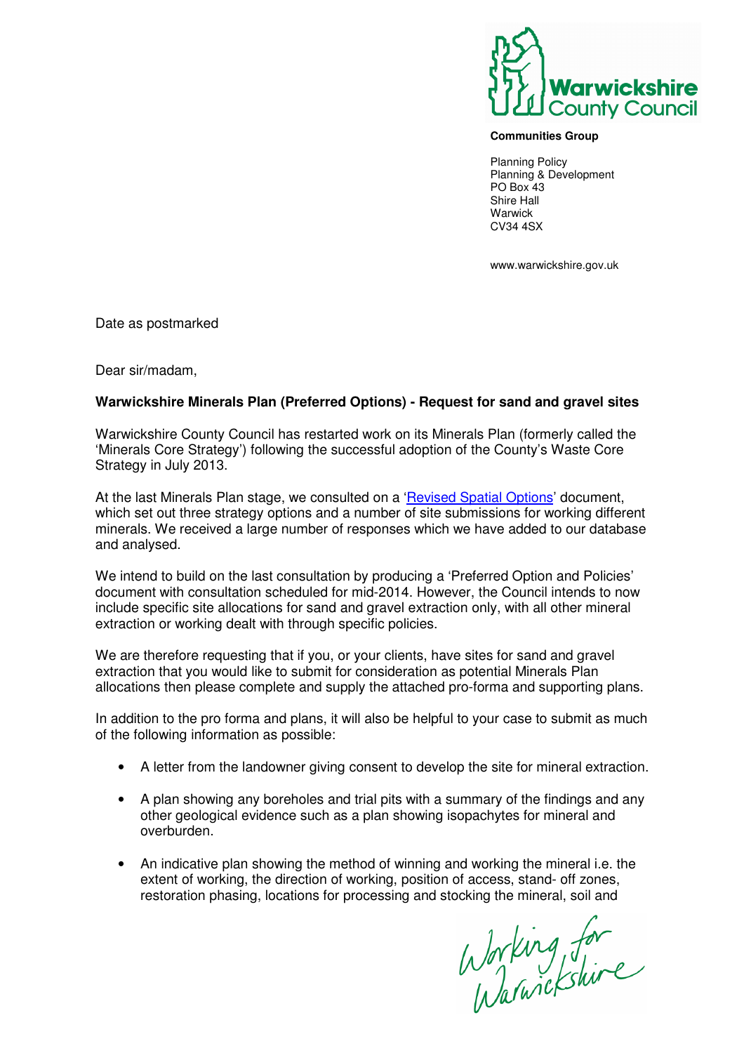Warwickshire County Council

**Communities Group**

Planning Policy
Planning & Development
PO Box 43
Shire Hall
Warwick
CV34 4SX

www.warwickshire.gov.uk

Date as postmarked

Dear sir/madam,

**Warwickshire Minerals Plan (Preferred Options) - Request for sand and gravel sites**

Warwickshire County Council has restarted work on its Minerals Plan (formerly called the 'Minerals Core Strategy') following the successful adoption of the County's Waste Core Strategy in July 2013.

At the last Minerals Plan stage, we consulted on a 'Revised Spatial Options' document, which set out three strategy options and a number of site submissions for working different minerals. We received a large number of responses which we have added to our database and analysed.

We intend to build on the last consultation by producing a 'Preferred Option and Policies' document with consultation scheduled for mid-2014. However, the Council intends to now include specific site allocations for sand and gravel extraction only, with all other mineral extraction or working dealt with through specific policies.

We are therefore requesting that if you, or your clients, have sites for sand and gravel extraction that you would like to submit for consideration as potential Minerals Plan allocations then please complete and supply the attached pro-forma and supporting plans.

In addition to the pro forma and plans, it will also be helpful to your case to submit as much of the following information as possible:

- A letter from the landowner giving consent to develop the site for mineral extraction.
- A plan showing any boreholes and trial pits with a summary of the findings and any other geological evidence such as a plan showing isopachytes for mineral and overburden.
- An indicative plan showing the method of winning and working the mineral i.e. the extent of working, the direction of working, position of access, stand- off zones, restoration phasing, locations for processing and stocking the mineral, soil and

Working for Warwickshire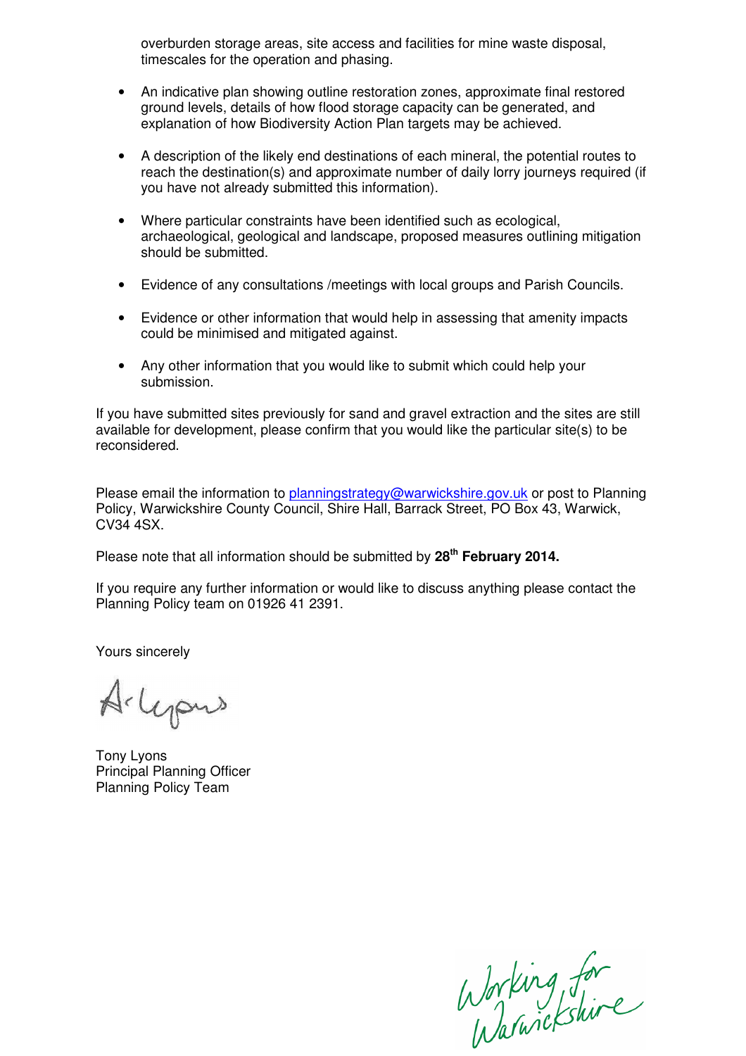overburden storage areas, site access and facilities for mine waste disposal, timescales for the operation and phasing.

- An indicative plan showing outline restoration zones, approximate final restored ground levels, details of how flood storage capacity can be generated, and explanation of how Biodiversity Action Plan targets may be achieved.

- A description of the likely end destinations of each mineral, the potential routes to reach the destination(s) and approximate number of daily lorry journeys required (if you have not already submitted this information).

- Where particular constraints have been identified such as ecological, archaeological, geological and landscape, proposed measures outlining mitigation should be submitted.

- Evidence of any consultations /meetings with local groups and Parish Councils.

- Evidence or other information that would help in assessing that amenity impacts could be minimised and mitigated against.

- Any other information that you would like to submit which could help your submission.

If you have submitted sites previously for sand and gravel extraction and the sites are still available for development, please confirm that you would like the particular site(s) to be reconsidered.

Please email the information to planningstrategy@warwickshire.gov.uk or post to Planning Policy, Warwickshire County Council, Shire Hall, Barrack Street, PO Box 43, Warwick, CV34 4SX.

Please note that all information should be submitted by **28th February 2014.**

If you require any further information or would like to discuss anything please contact the Planning Policy team on 01926 41 2391.

Yours sincerely

Tony Lyons
Principal Planning Officer
Planning Policy Team

Working for Warwickshire